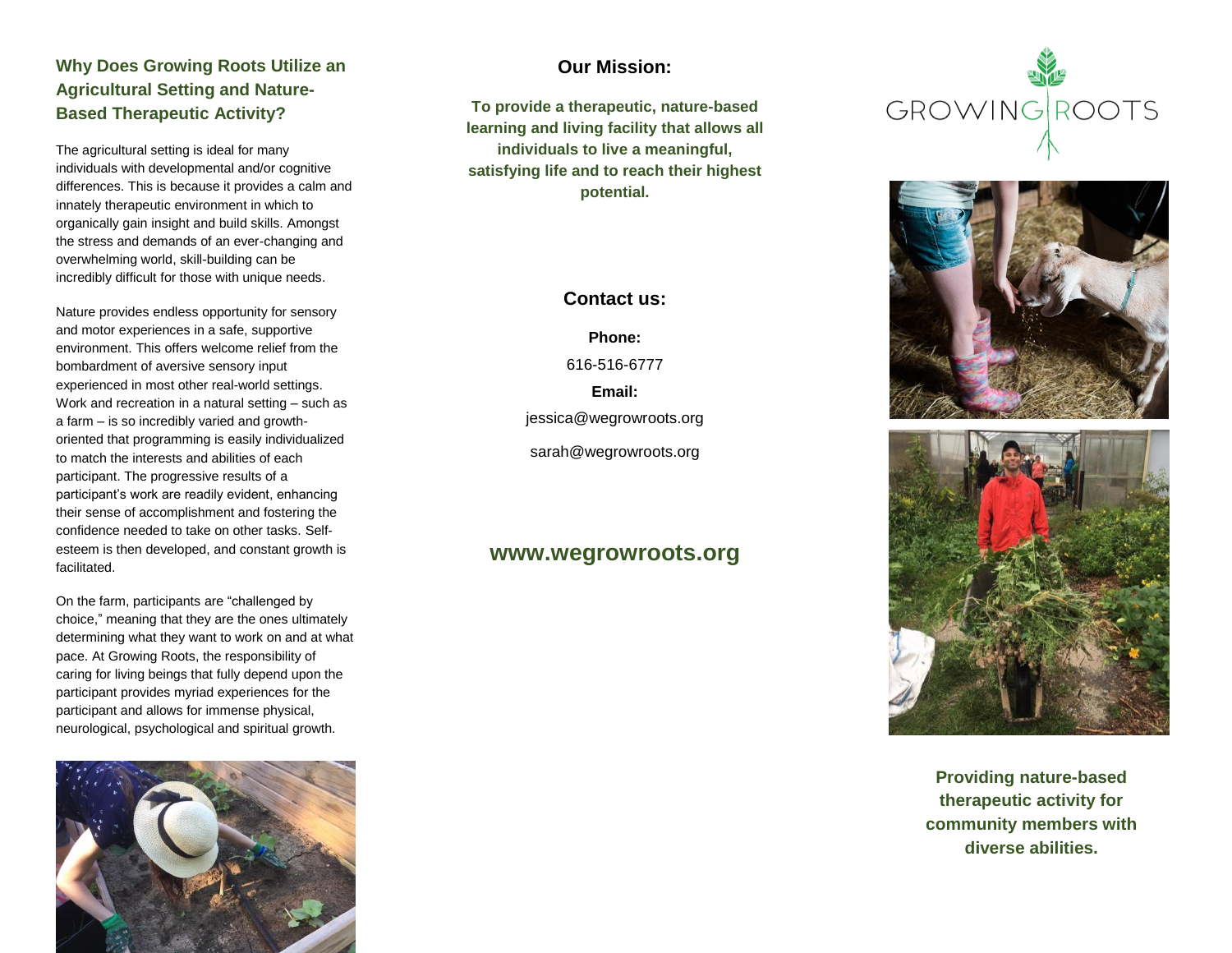## Why Does Growing Roots Utilize an Agricultural Setting and Nature-Based Therapeutic Activity?

The agricultural setting is ideal for many individuals with developmental and/or cognitive differences. This is because it provides a calm and innately therapeutic environment in which to organically gain insight and build skills. Amongst the stress and demands of an ever-changing and overwhelming world, skill-building can be incredibly difficult for those with unique needs.

Nature provides endless opportunity for sensory and motor experiences in a safe, supportive environment. This offers welcome relief from the bombardment of aversive sensory input experienced in most other real-world settings. Work and recreation in a natural setting – such as a farm – is so incredibly varied and growth-oriented that programming is easily individualized to match the interests and abilities of each participant. The progressive results of a participant's work are readily evident, enhancing their sense of accomplishment and fostering the confidence needed to take on other tasks. Self-esteem is then developed, and constant growth is facilitated.

On the farm, participants are "challenged by choice," meaning that they are the ones ultimately determining what they want to work on and at what pace. At Growing Roots, the responsibility of caring for living beings that fully depend upon the participant provides myriad experiences for the participant and allows for immense physical, neurological, psychological and spiritual growth.

## Our Mission:

**To provide a therapeutic, nature-based learning and living facility that allows all individuals to live a meaningful, satisfying life and to reach their highest potential.**

## Contact us:

**Phone:**

616-516-6777

**Email:**

jessica@wegrowroots.org

sarah@wegrowroots.org

## www.wegrowroots.org

GROWING ROOTS

**Providing nature-based therapeutic activity for community members with diverse abilities.**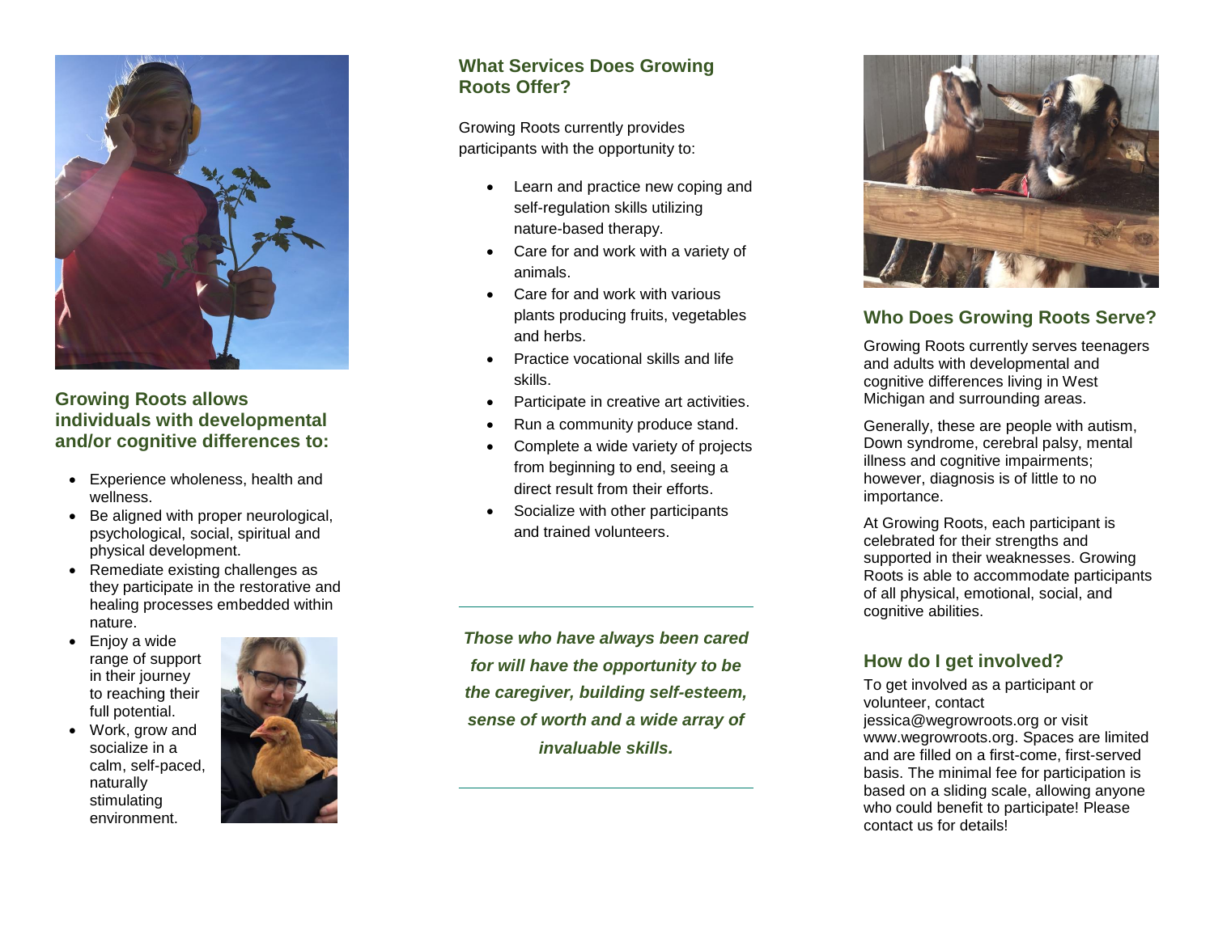## Growing Roots allows individuals with developmental and/or cognitive differences to:

- Experience wholeness, health and wellness.
- Be aligned with proper neurological, psychological, social, spiritual and physical development.
- Remediate existing challenges as they participate in the restorative and healing processes embedded within nature.
- Enjoy a wide range of support in their journey to reaching their full potential.
- Work, grow and socialize in a calm, self-paced, naturally stimulating environment.

## What Services Does Growing Roots Offer?

Growing Roots currently provides participants with the opportunity to:

- Learn and practice new coping and self-regulation skills utilizing nature-based therapy.
- Care for and work with a variety of animals.
- Care for and work with various plants producing fruits, vegetables and herbs.
- Practice vocational skills and life skills.
- Participate in creative art activities.
- Run a community produce stand.
- Complete a wide variety of projects from beginning to end, seeing a direct result from their efforts.
- Socialize with other participants and trained volunteers.

---

***Those who have always been cared for will have the opportunity to be the caregiver, building self-esteem, sense of worth and a wide array of invaluable skills.***

---

## Who Does Growing Roots Serve?

Growing Roots currently serves teenagers and adults with developmental and cognitive differences living in West Michigan and surrounding areas.

Generally, these are people with autism, Down syndrome, cerebral palsy, mental illness and cognitive impairments; however, diagnosis is of little to no importance.

At Growing Roots, each participant is celebrated for their strengths and supported in their weaknesses. Growing Roots is able to accommodate participants of all physical, emotional, social, and cognitive abilities.

## How do I get involved?

To get involved as a participant or volunteer, contact jessica@wegrowroots.org or visit www.wegrowroots.org. Spaces are limited and are filled on a first-come, first-served basis. The minimal fee for participation is based on a sliding scale, allowing anyone who could benefit to participate! Please contact us for details!